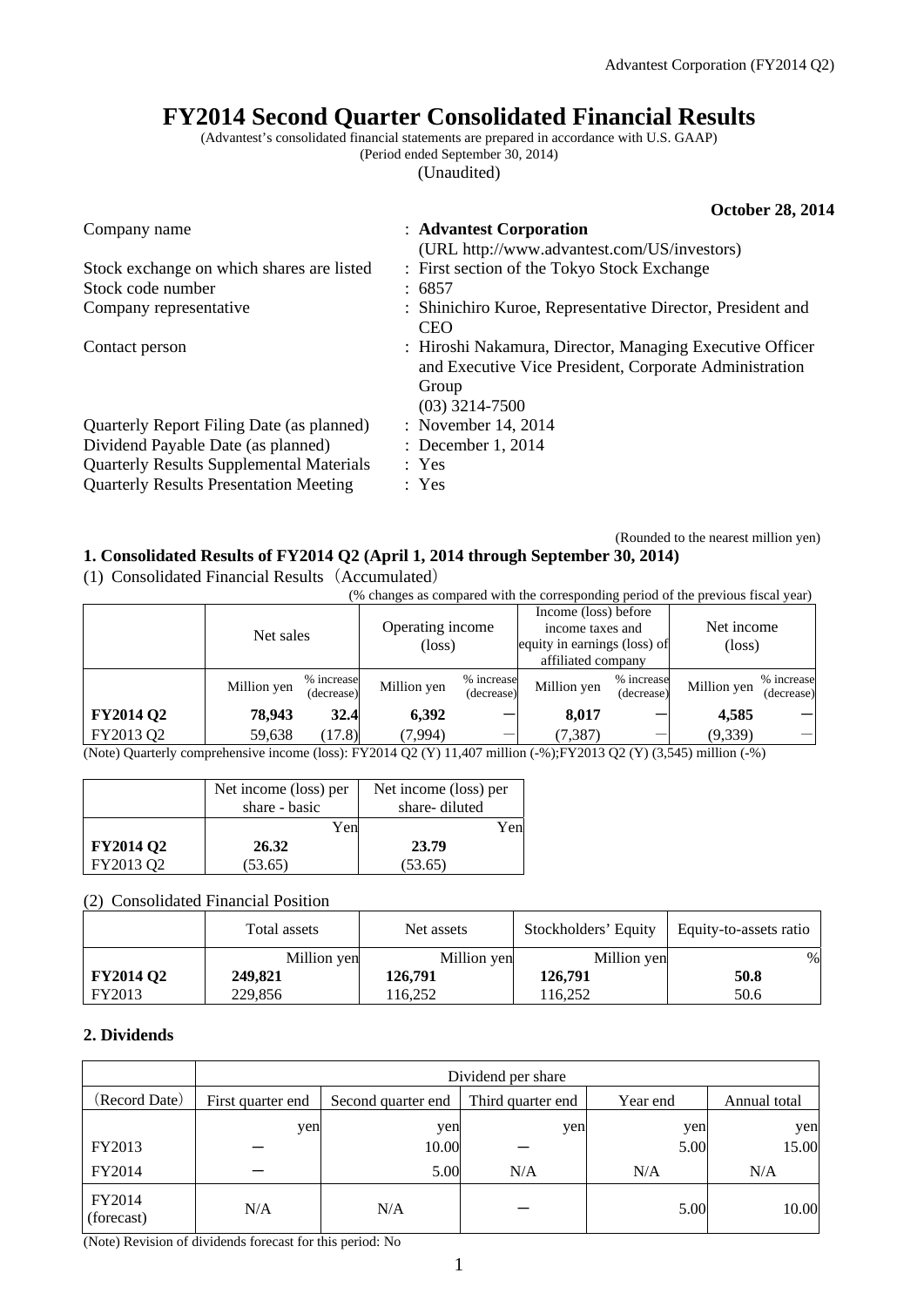# FY2014 Second Quarter Consolidated Financial Results

(Advantest's consolidated financial statements are prepared in accordance with U.S. GAAP)
(Period ended September 30, 2014)
(Unaudited)

**October 28, 2014**

| | |
|---|---|
| Company name | : **Advantest Corporation** (URL http://www.advantest.com/US/investors) |
| Stock exchange on which shares are listed | : First section of the Tokyo Stock Exchange |
| Stock code number | : 6857 |
| Company representative | : Shinichiro Kuroe, Representative Director, President and CEO |
| Contact person | : Hiroshi Nakamura, Director, Managing Executive Officer and Executive Vice President, Corporate Administration Group (03) 3214-7500 |
| Quarterly Report Filing Date (as planned) | : November 14, 2014 |
| Dividend Payable Date (as planned) | : December 1, 2014 |
| Quarterly Results Supplemental Materials | : Yes |
| Quarterly Results Presentation Meeting | : Yes |

(Rounded to the nearest million yen)

## 1. Consolidated Results of FY2014 Q2 (April 1, 2014 through September 30, 2014)

(1) Consolidated Financial Results（Accumulated）

(% changes as compared with the corresponding period of the previous fiscal year)

| | Net sales | | Operating income (loss) | | Income (loss) before income taxes and equity in earnings (loss) of affiliated company | | Net income (loss) | |
|---|---|---|---|---|---|---|---|---|
| | Million yen | % increase (decrease) | Million yen | % increase (decrease) | Million yen | % increase (decrease) | Million yen | % increase (decrease) |
| **FY2014 Q2** | **78,943** | **32.4** | **6,392** | **—** | **8,017** | **—** | **4,585** | **—** |
| FY2013 Q2 | 59,638 | (17.8) | (7,994) | — | (7,387) | — | (9,339) | — |

(Note) Quarterly comprehensive income (loss): FY2014 Q2 (Y) 11,407 million (-%);FY2013 Q2 (Y) (3,545) million (-%)

| | Net income (loss) per share - basic | Net income (loss) per share- diluted |
|---|---|---|
| | Yen | Yen |
| **FY2014 Q2** | **26.32** | **23.79** |
| FY2013 Q2 | (53.65) | (53.65) |

(2) Consolidated Financial Position

| | Total assets | Net assets | Stockholders' Equity | Equity-to-assets ratio |
|---|---|---|---|---|
| | Million yen | Million yen | Million yen | % |
| **FY2014 Q2** | **249,821** | **126,791** | **126,791** | **50.8** |
| FY2013 | 229,856 | 116,252 | 116,252 | 50.6 |

## 2. Dividends

| | Dividend per share | | | | |
|---|---|---|---|---|---|
| (Record Date) | First quarter end | Second quarter end | Third quarter end | Year end | Annual total |
| | yen | yen | yen | yen | yen |
| FY2013 | — | 10.00 | — | 5.00 | 15.00 |
| FY2014 | — | 5.00 | N/A | N/A | N/A |
| FY2014 (forecast) | N/A | N/A | — | 5.00 | 10.00 |

(Note) Revision of dividends forecast for this period: No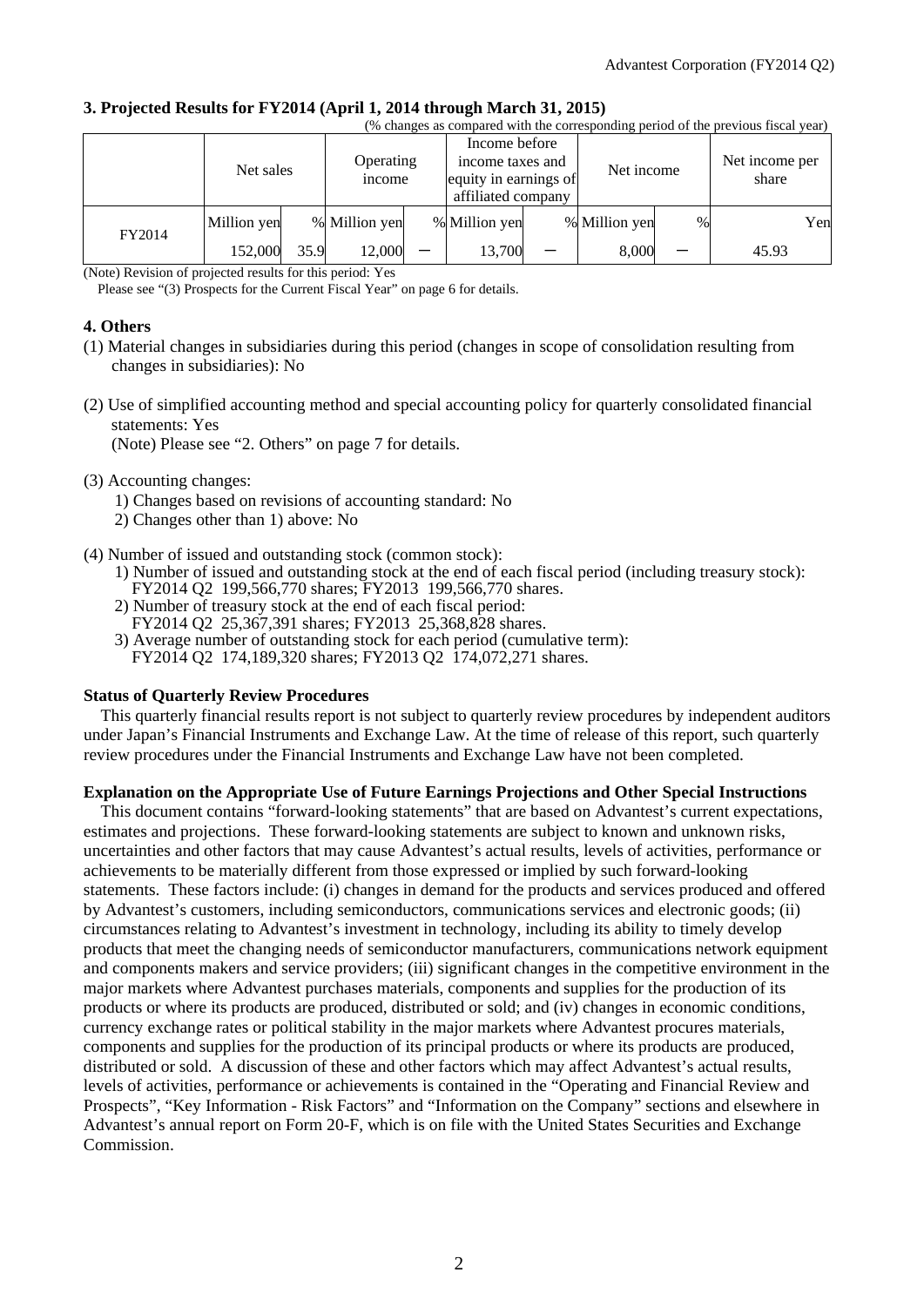### 3. Projected Results for FY2014 (April 1, 2014 through March 31, 2015)

(% changes as compared with the corresponding period of the previous fiscal year)

| | Net sales | | Operating income | | Income before income taxes and equity in earnings of affiliated company | | Net income | | Net income per share |
|---|---|---|---|---|---|---|---|---|---|
| | Million yen | % | Million yen | % | Million yen | % | Million yen | % | Yen |
| FY2014 | 152,000 | 35.9 | 12,000 | − | 13,700 | − | 8,000 | − | 45.93 |

(Note) Revision of projected results for this period: Yes
Please see "(3) Prospects for the Current Fiscal Year" on page 6 for details.

### 4. Others

(1) Material changes in subsidiaries during this period (changes in scope of consolidation resulting from changes in subsidiaries): No

(2) Use of simplified accounting method and special accounting policy for quarterly consolidated financial statements: Yes
(Note) Please see "2. Others" on page 7 for details.

(3) Accounting changes:
1) Changes based on revisions of accounting standard: No
2) Changes other than 1) above: No

(4) Number of issued and outstanding stock (common stock):
1) Number of issued and outstanding stock at the end of each fiscal period (including treasury stock): FY2014 Q2 199,566,770 shares; FY2013 199,566,770 shares.
2) Number of treasury stock at the end of each fiscal period: FY2014 Q2 25,367,391 shares; FY2013 25,368,828 shares.
3) Average number of outstanding stock for each period (cumulative term): FY2014 Q2 174,189,320 shares; FY2013 Q2 174,072,271 shares.

**Status of Quarterly Review Procedures**

This quarterly financial results report is not subject to quarterly review procedures by independent auditors under Japan's Financial Instruments and Exchange Law. At the time of release of this report, such quarterly review procedures under the Financial Instruments and Exchange Law have not been completed.

**Explanation on the Appropriate Use of Future Earnings Projections and Other Special Instructions**

This document contains "forward-looking statements" that are based on Advantest's current expectations, estimates and projections. These forward-looking statements are subject to known and unknown risks, uncertainties and other factors that may cause Advantest's actual results, levels of activities, performance or achievements to be materially different from those expressed or implied by such forward-looking statements. These factors include: (i) changes in demand for the products and services produced and offered by Advantest's customers, including semiconductors, communications services and electronic goods; (ii) circumstances relating to Advantest's investment in technology, including its ability to timely develop products that meet the changing needs of semiconductor manufacturers, communications network equipment and components makers and service providers; (iii) significant changes in the competitive environment in the major markets where Advantest purchases materials, components and supplies for the production of its products or where its products are produced, distributed or sold; and (iv) changes in economic conditions, currency exchange rates or political stability in the major markets where Advantest procures materials, components and supplies for the production of its principal products or where its products are produced, distributed or sold. A discussion of these and other factors which may affect Advantest's actual results, levels of activities, performance or achievements is contained in the "Operating and Financial Review and Prospects", "Key Information - Risk Factors" and "Information on the Company" sections and elsewhere in Advantest's annual report on Form 20-F, which is on file with the United States Securities and Exchange Commission.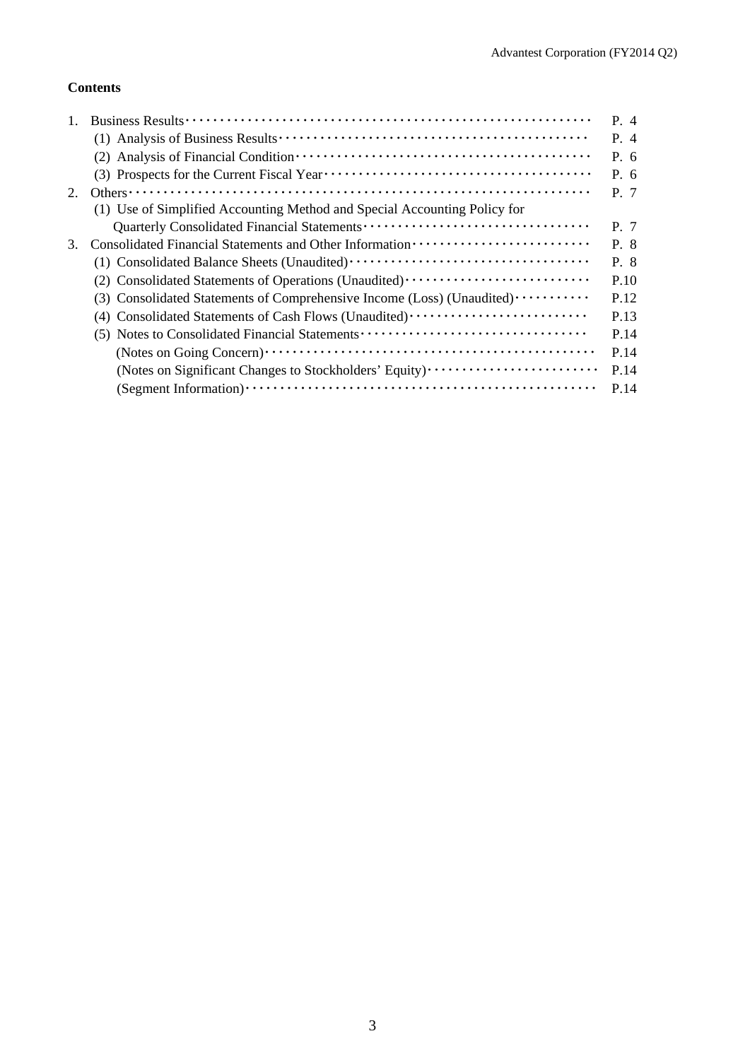**Contents**

| | | |
|---|---|---|
| 1. | Business Results | P. 4 |
| | (1) Analysis of Business Results | P. 4 |
| | (2) Analysis of Financial Condition | P. 6 |
| | (3) Prospects for the Current Fiscal Year | P. 6 |
| 2. | Others | P. 7 |
| | (1) Use of Simplified Accounting Method and Special Accounting Policy for Quarterly Consolidated Financial Statements | P. 7 |
| 3. | Consolidated Financial Statements and Other Information | P. 8 |
| | (1) Consolidated Balance Sheets (Unaudited) | P. 8 |
| | (2) Consolidated Statements of Operations (Unaudited) | P.10 |
| | (3) Consolidated Statements of Comprehensive Income (Loss) (Unaudited) | P.12 |
| | (4) Consolidated Statements of Cash Flows (Unaudited) | P.13 |
| | (5) Notes to Consolidated Financial Statements | P.14 |
| | (Notes on Going Concern) | P.14 |
| | (Notes on Significant Changes to Stockholders' Equity) | P.14 |
| | (Segment Information) | P.14 |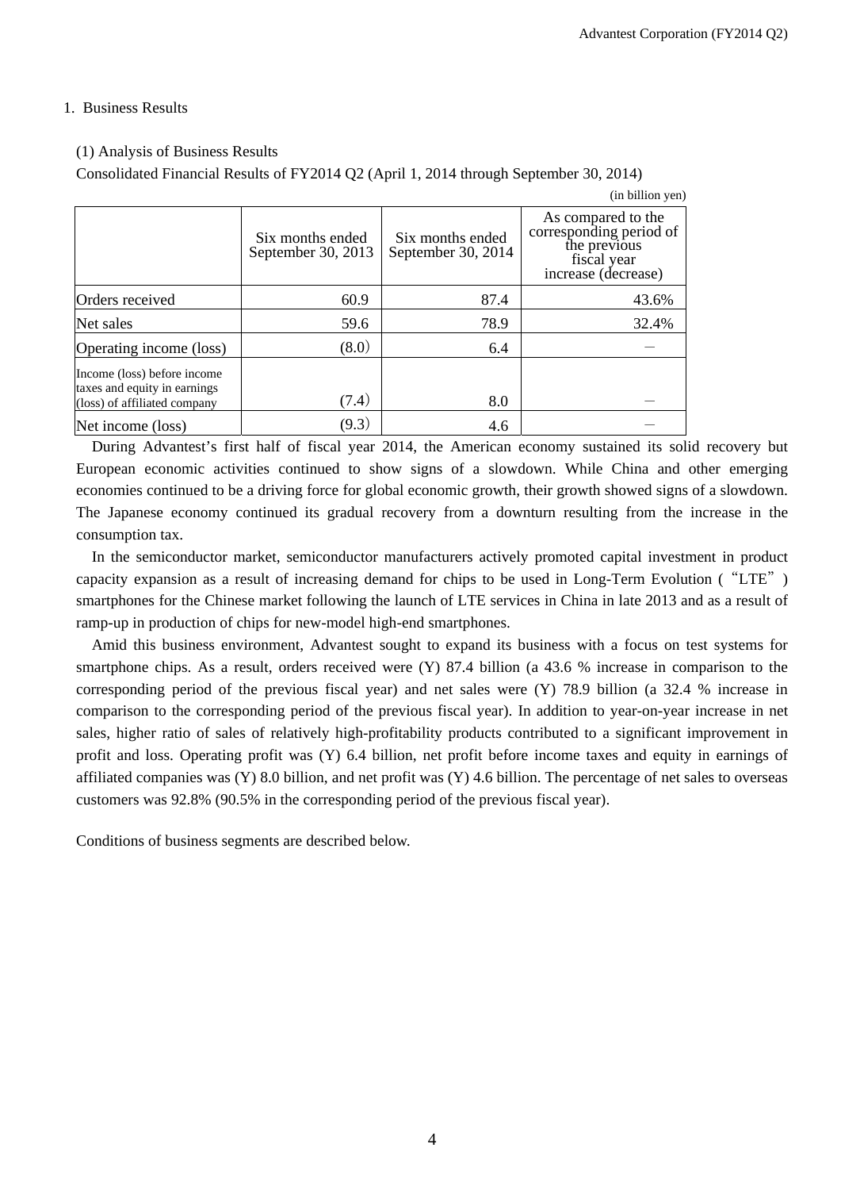## 1. Business Results

### (1) Analysis of Business Results

Consolidated Financial Results of FY2014 Q2 (April 1, 2014 through September 30, 2014)

(in billion yen)

| | Six months ended September 30, 2013 | Six months ended September 30, 2014 | As compared to the corresponding period of the previous fiscal year increase (decrease) |
|---|---|---|---|
| Orders received | 60.9 | 87.4 | 43.6% |
| Net sales | 59.6 | 78.9 | 32.4% |
| Operating income (loss) | (8.0) | 6.4 | － |
| Income (loss) before income taxes and equity in earnings (loss) of affiliated company | (7.4) | 8.0 | － |
| Net income (loss) | (9.3) | 4.6 | － |

During Advantest's first half of fiscal year 2014, the American economy sustained its solid recovery but European economic activities continued to show signs of a slowdown. While China and other emerging economies continued to be a driving force for global economic growth, their growth showed signs of a slowdown. The Japanese economy continued its gradual recovery from a downturn resulting from the increase in the consumption tax.

In the semiconductor market, semiconductor manufacturers actively promoted capital investment in product capacity expansion as a result of increasing demand for chips to be used in Long-Term Evolution ("LTE") smartphones for the Chinese market following the launch of LTE services in China in late 2013 and as a result of ramp-up in production of chips for new-model high-end smartphones.

Amid this business environment, Advantest sought to expand its business with a focus on test systems for smartphone chips. As a result, orders received were (Y) 87.4 billion (a 43.6 % increase in comparison to the corresponding period of the previous fiscal year) and net sales were (Y) 78.9 billion (a 32.4 % increase in comparison to the corresponding period of the previous fiscal year). In addition to year-on-year increase in net sales, higher ratio of sales of relatively high-profitability products contributed to a significant improvement in profit and loss. Operating profit was (Y) 6.4 billion, net profit before income taxes and equity in earnings of affiliated companies was (Y) 8.0 billion, and net profit was (Y) 4.6 billion. The percentage of net sales to overseas customers was 92.8% (90.5% in the corresponding period of the previous fiscal year).

Conditions of business segments are described below.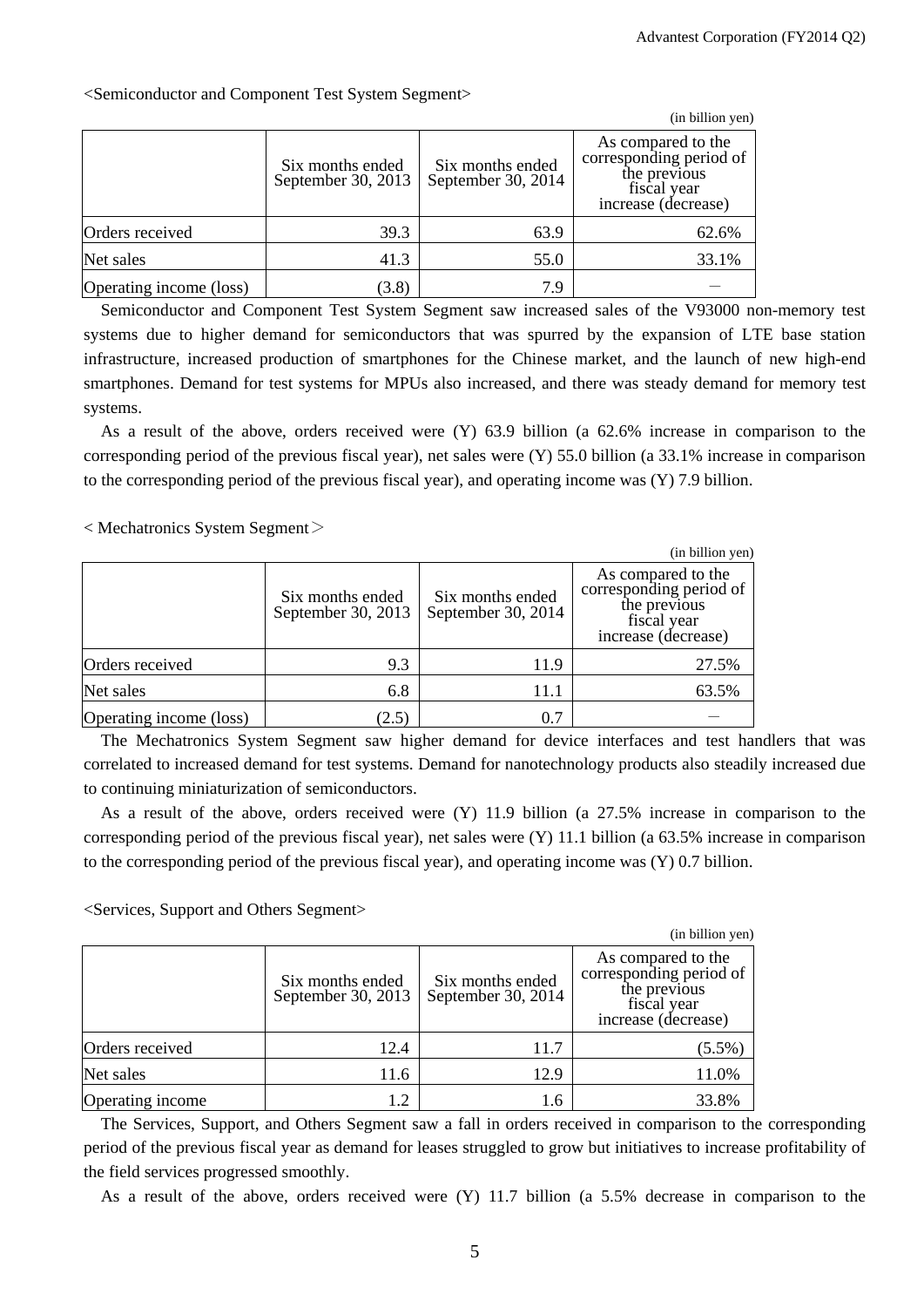<Semiconductor and Component Test System Segment>

(in billion yen)

| | Six months ended September 30, 2013 | Six months ended September 30, 2014 | As compared to the corresponding period of the previous fiscal year increase (decrease) |
|---|---|---|---|
| Orders received | 39.3 | 63.9 | 62.6% |
| Net sales | 41.3 | 55.0 | 33.1% |
| Operating income (loss) | (3.8) | 7.9 | – |

Semiconductor and Component Test System Segment saw increased sales of the V93000 non-memory test systems due to higher demand for semiconductors that was spurred by the expansion of LTE base station infrastructure, increased production of smartphones for the Chinese market, and the launch of new high-end smartphones. Demand for test systems for MPUs also increased, and there was steady demand for memory test systems.

As a result of the above, orders received were (Y) 63.9 billion (a 62.6% increase in comparison to the corresponding period of the previous fiscal year), net sales were (Y) 55.0 billion (a 33.1% increase in comparison to the corresponding period of the previous fiscal year), and operating income was (Y) 7.9 billion.

< Mechatronics System Segment＞

(in billion yen)

| | Six months ended September 30, 2013 | Six months ended September 30, 2014 | As compared to the corresponding period of the previous fiscal year increase (decrease) |
|---|---|---|---|
| Orders received | 9.3 | 11.9 | 27.5% |
| Net sales | 6.8 | 11.1 | 63.5% |
| Operating income (loss) | (2.5) | 0.7 | – |

The Mechatronics System Segment saw higher demand for device interfaces and test handlers that was correlated to increased demand for test systems. Demand for nanotechnology products also steadily increased due to continuing miniaturization of semiconductors.

As a result of the above, orders received were (Y) 11.9 billion (a 27.5% increase in comparison to the corresponding period of the previous fiscal year), net sales were (Y) 11.1 billion (a 63.5% increase in comparison to the corresponding period of the previous fiscal year), and operating income was (Y) 0.7 billion.

<Services, Support and Others Segment>

(in billion yen)

| | Six months ended September 30, 2013 | Six months ended September 30, 2014 | As compared to the corresponding period of the previous fiscal year increase (decrease) |
|---|---|---|---|
| Orders received | 12.4 | 11.7 | (5.5%) |
| Net sales | 11.6 | 12.9 | 11.0% |
| Operating income | 1.2 | 1.6 | 33.8% |

The Services, Support, and Others Segment saw a fall in orders received in comparison to the corresponding period of the previous fiscal year as demand for leases struggled to grow but initiatives to increase profitability of the field services progressed smoothly.

As a result of the above, orders received were (Y) 11.7 billion (a 5.5% decrease in comparison to the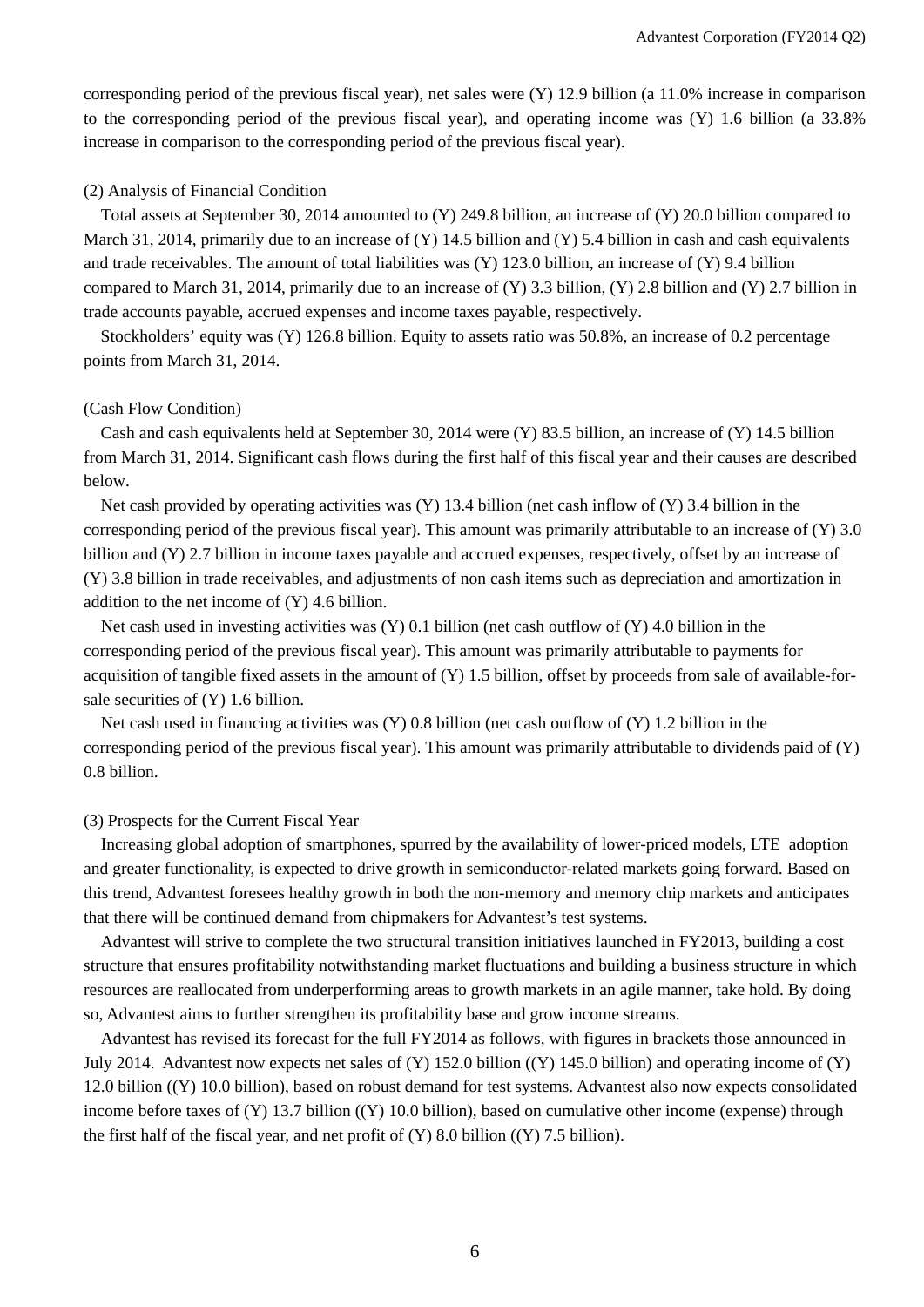corresponding period of the previous fiscal year), net sales were (Y) 12.9 billion (a 11.0% increase in comparison to the corresponding period of the previous fiscal year), and operating income was (Y) 1.6 billion (a 33.8% increase in comparison to the corresponding period of the previous fiscal year).

(2) Analysis of Financial Condition

Total assets at September 30, 2014 amounted to (Y) 249.8 billion, an increase of (Y) 20.0 billion compared to March 31, 2014, primarily due to an increase of (Y) 14.5 billion and (Y) 5.4 billion in cash and cash equivalents and trade receivables. The amount of total liabilities was (Y) 123.0 billion, an increase of (Y) 9.4 billion compared to March 31, 2014, primarily due to an increase of (Y) 3.3 billion, (Y) 2.8 billion and (Y) 2.7 billion in trade accounts payable, accrued expenses and income taxes payable, respectively.

Stockholders' equity was (Y) 126.8 billion. Equity to assets ratio was 50.8%, an increase of 0.2 percentage points from March 31, 2014.

(Cash Flow Condition)

Cash and cash equivalents held at September 30, 2014 were (Y) 83.5 billion, an increase of (Y) 14.5 billion from March 31, 2014. Significant cash flows during the first half of this fiscal year and their causes are described below.

Net cash provided by operating activities was (Y) 13.4 billion (net cash inflow of (Y) 3.4 billion in the corresponding period of the previous fiscal year). This amount was primarily attributable to an increase of (Y) 3.0 billion and (Y) 2.7 billion in income taxes payable and accrued expenses, respectively, offset by an increase of (Y) 3.8 billion in trade receivables, and adjustments of non cash items such as depreciation and amortization in addition to the net income of (Y) 4.6 billion.

Net cash used in investing activities was (Y) 0.1 billion (net cash outflow of (Y) 4.0 billion in the corresponding period of the previous fiscal year). This amount was primarily attributable to payments for acquisition of tangible fixed assets in the amount of (Y) 1.5 billion, offset by proceeds from sale of available-for-sale securities of (Y) 1.6 billion.

Net cash used in financing activities was (Y) 0.8 billion (net cash outflow of (Y) 1.2 billion in the corresponding period of the previous fiscal year). This amount was primarily attributable to dividends paid of (Y) 0.8 billion.

(3) Prospects for the Current Fiscal Year

Increasing global adoption of smartphones, spurred by the availability of lower-priced models, LTE adoption and greater functionality, is expected to drive growth in semiconductor-related markets going forward. Based on this trend, Advantest foresees healthy growth in both the non-memory and memory chip markets and anticipates that there will be continued demand from chipmakers for Advantest's test systems.

Advantest will strive to complete the two structural transition initiatives launched in FY2013, building a cost structure that ensures profitability notwithstanding market fluctuations and building a business structure in which resources are reallocated from underperforming areas to growth markets in an agile manner, take hold. By doing so, Advantest aims to further strengthen its profitability base and grow income streams.

Advantest has revised its forecast for the full FY2014 as follows, with figures in brackets those announced in July 2014. Advantest now expects net sales of (Y) 152.0 billion ((Y) 145.0 billion) and operating income of (Y) 12.0 billion ((Y) 10.0 billion), based on robust demand for test systems. Advantest also now expects consolidated income before taxes of (Y) 13.7 billion ((Y) 10.0 billion), based on cumulative other income (expense) through the first half of the fiscal year, and net profit of (Y) 8.0 billion ((Y) 7.5 billion).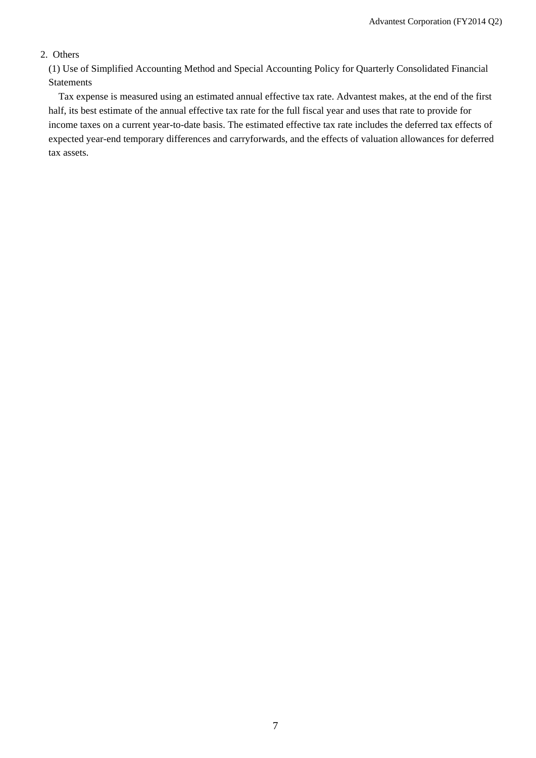## 2. Others

### (1) Use of Simplified Accounting Method and Special Accounting Policy for Quarterly Consolidated Financial Statements

Tax expense is measured using an estimated annual effective tax rate. Advantest makes, at the end of the first half, its best estimate of the annual effective tax rate for the full fiscal year and uses that rate to provide for income taxes on a current year-to-date basis. The estimated effective tax rate includes the deferred tax effects of expected year-end temporary differences and carryforwards, and the effects of valuation allowances for deferred tax assets.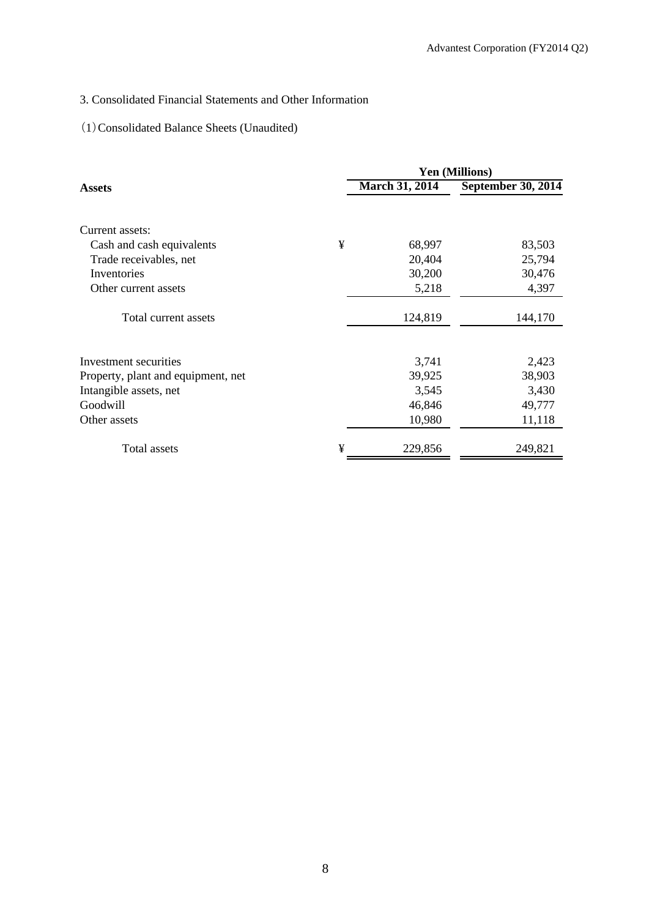## 3. Consolidated Financial Statements and Other Information

### (1) Consolidated Balance Sheets (Unaudited)

| Assets | | Yen (Millions) | |
|---|---|---|---|
| | | **March 31, 2014** | **September 30, 2014** |
| Current assets: | | | |
| Cash and cash equivalents | ¥ | 68,997 | 83,503 |
| Trade receivables, net | | 20,404 | 25,794 |
| Inventories | | 30,200 | 30,476 |
| Other current assets | | 5,218 | 4,397 |
| Total current assets | | 124,819 | 144,170 |
| Investment securities | | 3,741 | 2,423 |
| Property, plant and equipment, net | | 39,925 | 38,903 |
| Intangible assets, net | | 3,545 | 3,430 |
| Goodwill | | 46,846 | 49,777 |
| Other assets | | 10,980 | 11,118 |
| Total assets | ¥ | 229,856 | 249,821 |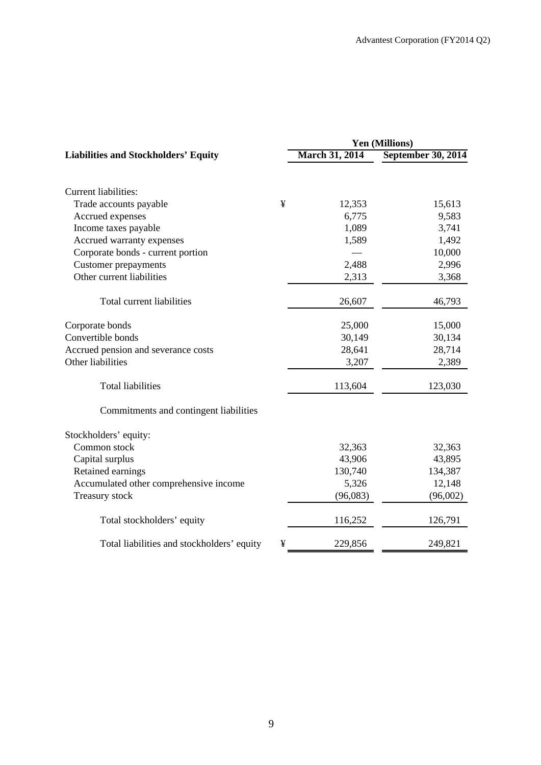| Liabilities and Stockholders' Equity | | Yen (Millions) | |
|---|---|---|---|
| | | March 31, 2014 | September 30, 2014 |
| Current liabilities: | | | |
| Trade accounts payable | ¥ | 12,353 | 15,613 |
| Accrued expenses | | 6,775 | 9,583 |
| Income taxes payable | | 1,089 | 3,741 |
| Accrued warranty expenses | | 1,589 | 1,492 |
| Corporate bonds - current portion | | — | 10,000 |
| Customer prepayments | | 2,488 | 2,996 |
| Other current liabilities | | 2,313 | 3,368 |
| Total current liabilities | | 26,607 | 46,793 |
| Corporate bonds | | 25,000 | 15,000 |
| Convertible bonds | | 30,149 | 30,134 |
| Accrued pension and severance costs | | 28,641 | 28,714 |
| Other liabilities | | 3,207 | 2,389 |
| Total liabilities | | 113,604 | 123,030 |
| Commitments and contingent liabilities | | | |
| Stockholders' equity: | | | |
| Common stock | | 32,363 | 32,363 |
| Capital surplus | | 43,906 | 43,895 |
| Retained earnings | | 130,740 | 134,387 |
| Accumulated other comprehensive income | | 5,326 | 12,148 |
| Treasury stock | | (96,083) | (96,002) |
| Total stockholders' equity | | 116,252 | 126,791 |
| Total liabilities and stockholders' equity | ¥ | 229,856 | 249,821 |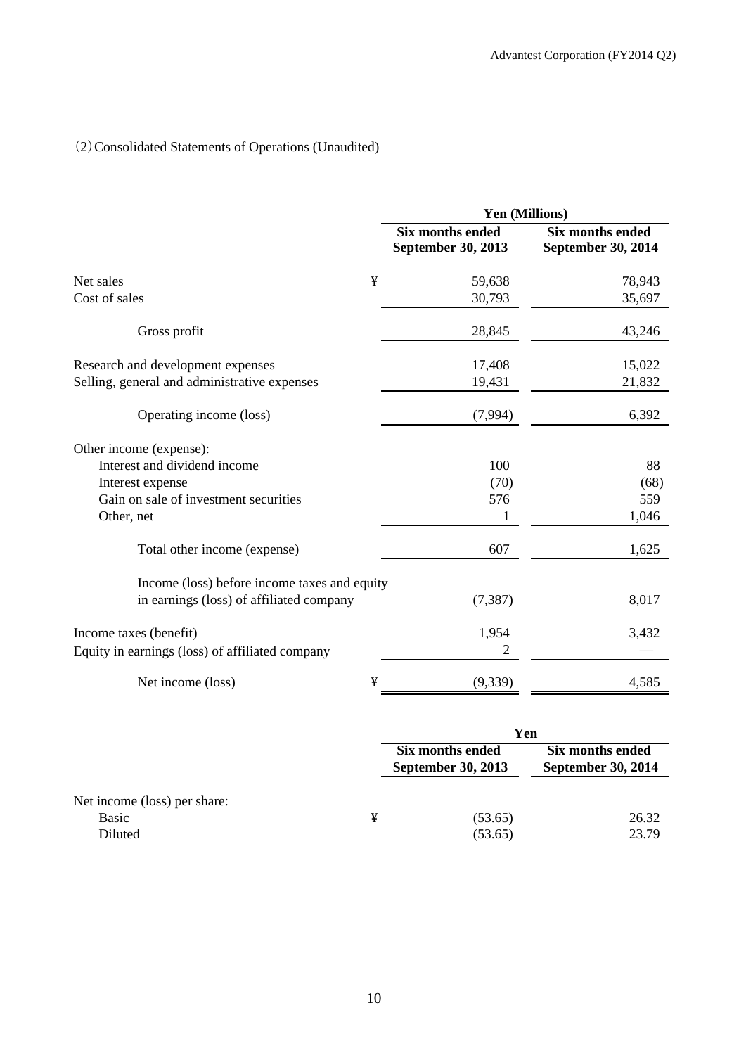(2) Consolidated Statements of Operations (Unaudited)

| | | Yen (Millions) | |
|---|---|---|---|
| | | Six months ended September 30, 2013 | Six months ended September 30, 2014 |
| Net sales | ¥ | 59,638 | 78,943 |
| Cost of sales | | 30,793 | 35,697 |
| Gross profit | | 28,845 | 43,246 |
| Research and development expenses | | 17,408 | 15,022 |
| Selling, general and administrative expenses | | 19,431 | 21,832 |
| Operating income (loss) | | (7,994) | 6,392 |
| Other income (expense): | | | |
| Interest and dividend income | | 100 | 88 |
| Interest expense | | (70) | (68) |
| Gain on sale of investment securities | | 576 | 559 |
| Other, net | | 1 | 1,046 |
| Total other income (expense) | | 607 | 1,625 |
| Income (loss) before income taxes and equity in earnings (loss) of affiliated company | | (7,387) | 8,017 |
| Income taxes (benefit) | | 1,954 | 3,432 |
| Equity in earnings (loss) of affiliated company | | 2 | — |
| Net income (loss) | ¥ | (9,339) | 4,585 |

| | | Yen | |
|---|---|---|---|
| | | Six months ended September 30, 2013 | Six months ended September 30, 2014 |
| Net income (loss) per share: | | | |
| Basic | ¥ | (53.65) | 26.32 |
| Diluted | | (53.65) | 23.79 |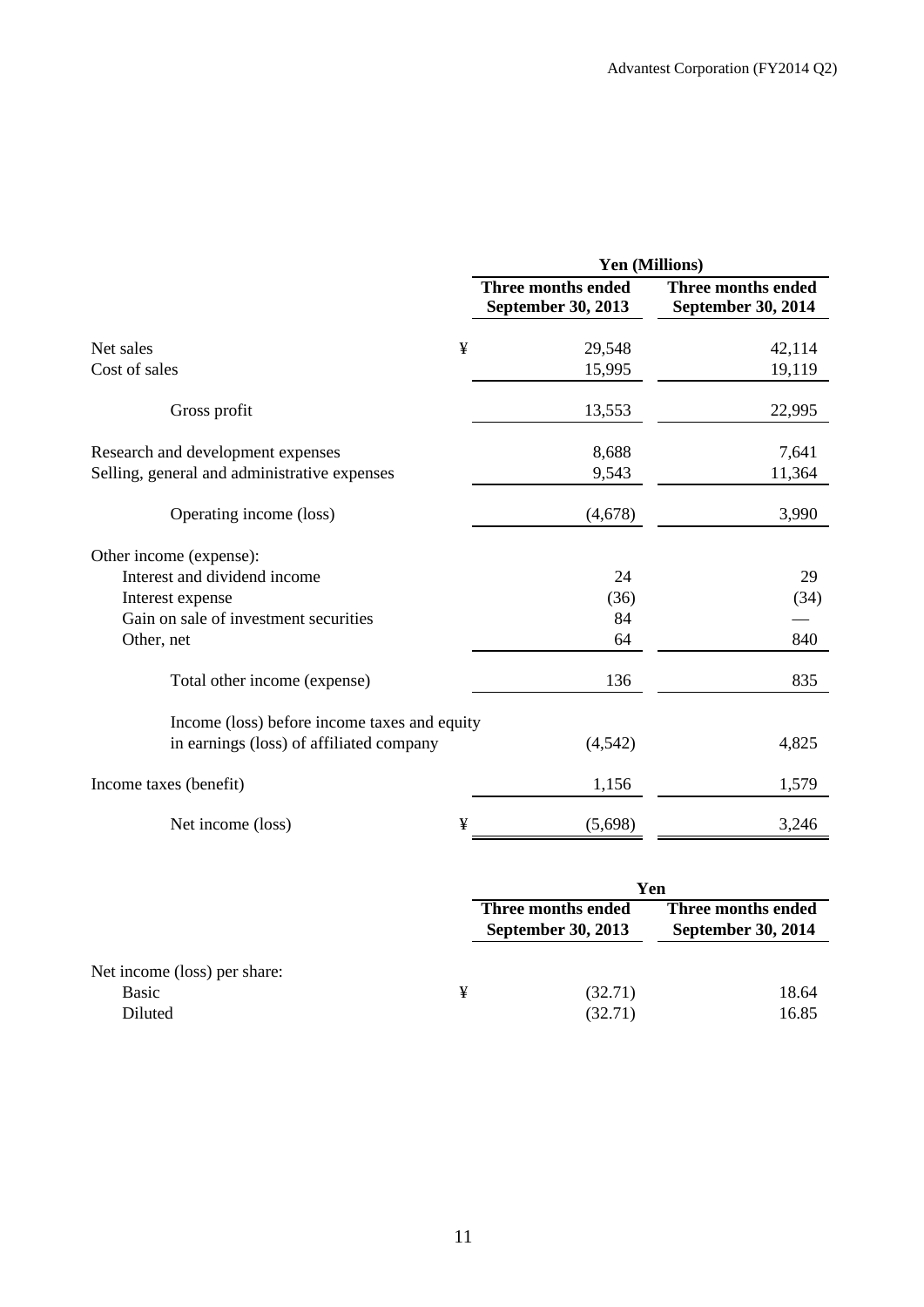| | | Yen (Millions) | |
|---|---|---|---|
| | | Three months ended September 30, 2013 | Three months ended September 30, 2014 |
| Net sales | ¥ | 29,548 | 42,114 |
| Cost of sales | | 15,995 | 19,119 |
| Gross profit | | 13,553 | 22,995 |
| Research and development expenses | | 8,688 | 7,641 |
| Selling, general and administrative expenses | | 9,543 | 11,364 |
| Operating income (loss) | | (4,678) | 3,990 |
| Other income (expense): | | | |
| Interest and dividend income | | 24 | 29 |
| Interest expense | | (36) | (34) |
| Gain on sale of investment securities | | 84 | — |
| Other, net | | 64 | 840 |
| Total other income (expense) | | 136 | 835 |
| Income (loss) before income taxes and equity in earnings (loss) of affiliated company | | (4,542) | 4,825 |
| Income taxes (benefit) | | 1,156 | 1,579 |
| Net income (loss) | ¥ | (5,698) | 3,246 |

| | | Yen | |
|---|---|---|---|
| | | Three months ended September 30, 2013 | Three months ended September 30, 2014 |
| Net income (loss) per share: | | | |
| Basic | ¥ | (32.71) | 18.64 |
| Diluted | | (32.71) | 16.85 |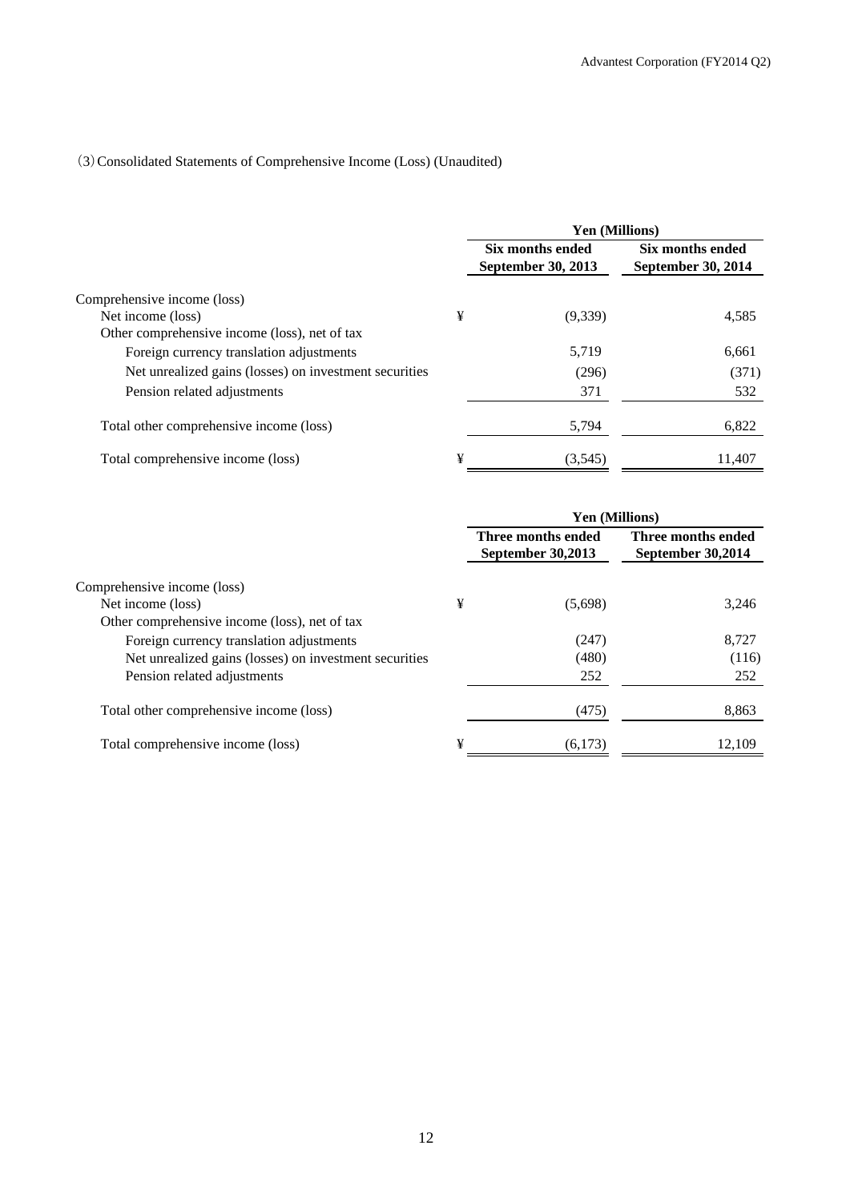(3) Consolidated Statements of Comprehensive Income (Loss) (Unaudited)

| | | Yen (Millions) | |
|---|---|---|---|
| | | Six months ended September 30, 2013 | Six months ended September 30, 2014 |
| Comprehensive income (loss) | | | |
| Net income (loss) | ¥ | (9,339) | 4,585 |
| Other comprehensive income (loss), net of tax | | | |
| Foreign currency translation adjustments | | 5,719 | 6,661 |
| Net unrealized gains (losses) on investment securities | | (296) | (371) |
| Pension related adjustments | | 371 | 532 |
| Total other comprehensive income (loss) | | 5,794 | 6,822 |
| Total comprehensive income (loss) | ¥ | (3,545) | 11,407 |

| | | Yen (Millions) | |
|---|---|---|---|
| | | Three months ended September 30,2013 | Three months ended September 30,2014 |
| Comprehensive income (loss) | | | |
| Net income (loss) | ¥ | (5,698) | 3,246 |
| Other comprehensive income (loss), net of tax | | | |
| Foreign currency translation adjustments | | (247) | 8,727 |
| Net unrealized gains (losses) on investment securities | | (480) | (116) |
| Pension related adjustments | | 252 | 252 |
| Total other comprehensive income (loss) | | (475) | 8,863 |
| Total comprehensive income (loss) | ¥ | (6,173) | 12,109 |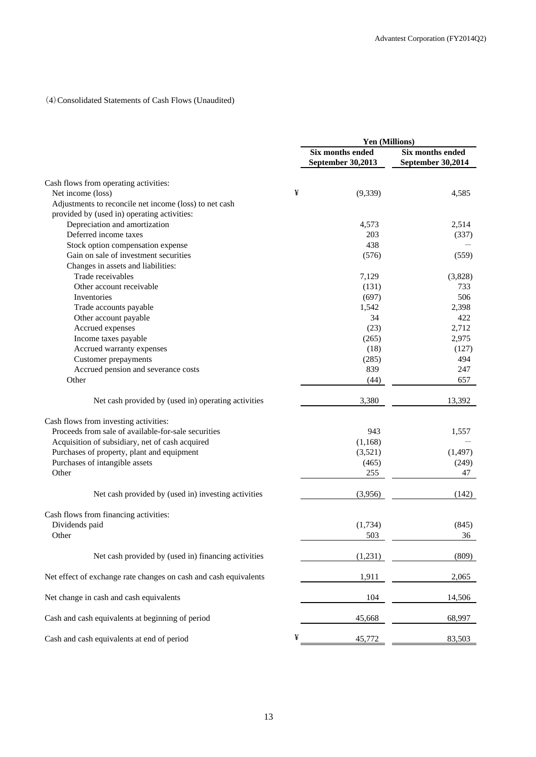(4) Consolidated Statements of Cash Flows (Unaudited)

| | Yen (Millions) | |
|---|---|---|
| | **Six months ended September 30,2013** | **Six months ended September 30,2014** |
| Cash flows from operating activities: | | |
| Net income (loss) | ¥ (9,339) | 4,585 |
| Adjustments to reconcile net income (loss) to net cash provided by (used in) operating activities: | | |
| Depreciation and amortization | 4,573 | 2,514 |
| Deferred income taxes | 203 | (337) |
| Stock option compensation expense | 438 | — |
| Gain on sale of investment securities | (576) | (559) |
| Changes in assets and liabilities: | | |
| Trade receivables | 7,129 | (3,828) |
| Other account receivable | (131) | 733 |
| Inventories | (697) | 506 |
| Trade accounts payable | 1,542 | 2,398 |
| Other account payable | 34 | 422 |
| Accrued expenses | (23) | 2,712 |
| Income taxes payable | (265) | 2,975 |
| Accrued warranty expenses | (18) | (127) |
| Customer prepayments | (285) | 494 |
| Accrued pension and severance costs | 839 | 247 |
| Other | (44) | 657 |
| Net cash provided by (used in) operating activities | 3,380 | 13,392 |
| Cash flows from investing activities: | | |
| Proceeds from sale of available-for-sale securities | 943 | 1,557 |
| Acquisition of subsidiary, net of cash acquired | (1,168) | — |
| Purchases of property, plant and equipment | (3,521) | (1,497) |
| Purchases of intangible assets | (465) | (249) |
| Other | 255 | 47 |
| Net cash provided by (used in) investing activities | (3,956) | (142) |
| Cash flows from financing activities: | | |
| Dividends paid | (1,734) | (845) |
| Other | 503 | 36 |
| Net cash provided by (used in) financing activities | (1,231) | (809) |
| Net effect of exchange rate changes on cash and cash equivalents | 1,911 | 2,065 |
| Net change in cash and cash equivalents | 104 | 14,506 |
| Cash and cash equivalents at beginning of period | 45,668 | 68,997 |
| Cash and cash equivalents at end of period | ¥ 45,772 | 83,503 |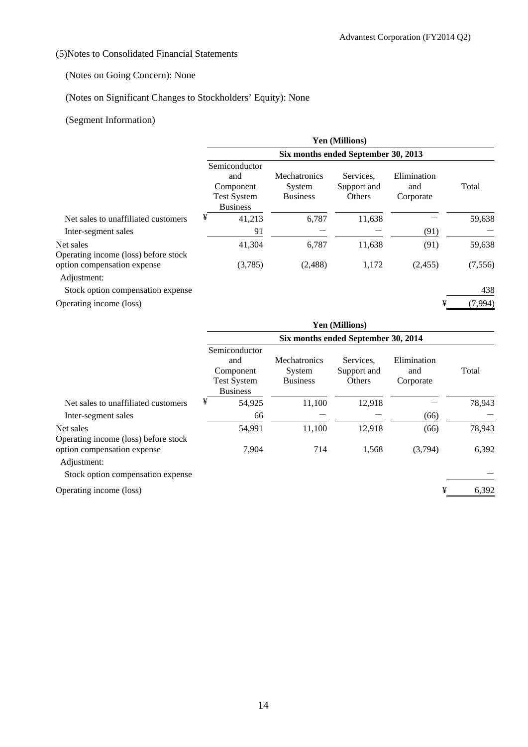(5)Notes to Consolidated Financial Statements

(Notes on Going Concern): None

(Notes on Significant Changes to Stockholders' Equity): None

(Segment Information)

| | Yen (Millions) | | | | |
|---|---|---|---|---|---|
| | Six months ended September 30, 2013 | | | | |
| | Semiconductor and Component Test System Business | Mechatronics System Business | Services, Support and Others | Elimination and Corporate | Total |
| Net sales to unaffiliated customers | ¥ 41,213 | 6,787 | 11,638 | — | 59,638 |
| Inter-segment sales | 91 | — | — | (91) | — |
| Net sales | 41,304 | 6,787 | 11,638 | (91) | 59,638 |
| Operating income (loss) before stock option compensation expense | (3,785) | (2,488) | 1,172 | (2,455) | (7,556) |
| Adjustment: | | | | | |
| Stock option compensation expense | | | | | 438 |
| Operating income (loss) | | | | | ¥ (7,994) |

| | Yen (Millions) | | | | |
|---|---|---|---|---|---|
| | Six months ended September 30, 2014 | | | | |
| | Semiconductor and Component Test System Business | Mechatronics System Business | Services, Support and Others | Elimination and Corporate | Total |
| Net sales to unaffiliated customers | ¥ 54,925 | 11,100 | 12,918 | — | 78,943 |
| Inter-segment sales | 66 | — | — | (66) | — |
| Net sales | 54,991 | 11,100 | 12,918 | (66) | 78,943 |
| Operating income (loss) before stock option compensation expense | 7,904 | 714 | 1,568 | (3,794) | 6,392 |
| Adjustment: | | | | | |
| Stock option compensation expense | | | | | — |
| Operating income (loss) | | | | | ¥ 6,392 |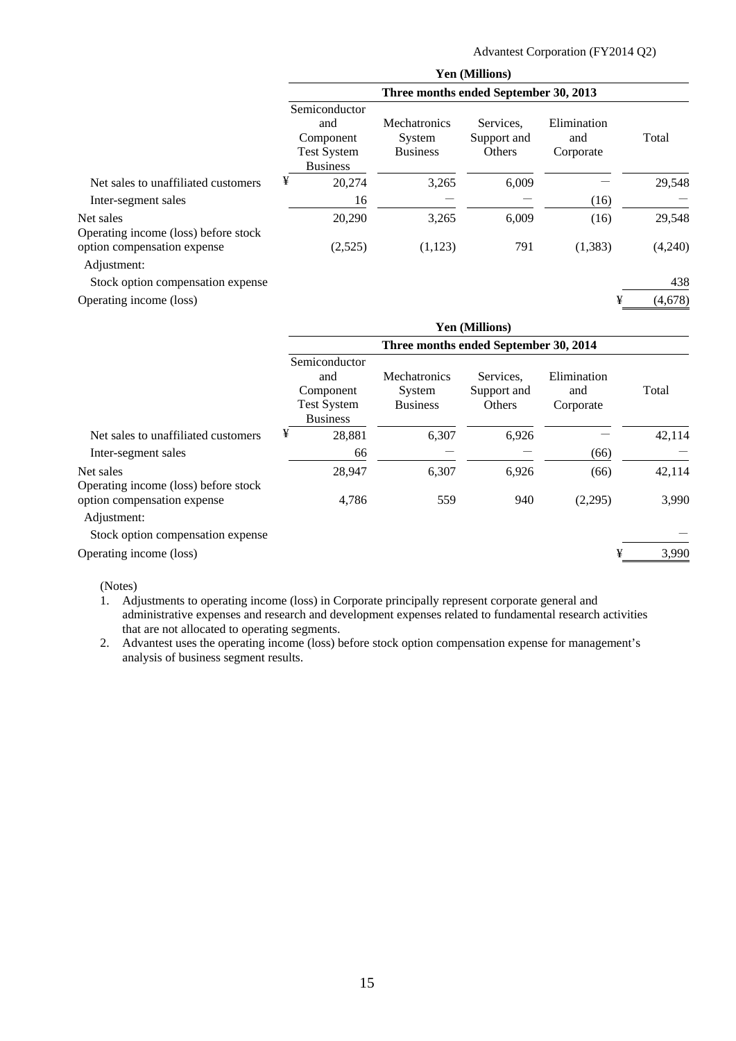| | Yen (Millions) | | | | |
|---|---|---|---|---|---|
| | Three months ended September 30, 2013 | | | | |
| | Semiconductor and Component Test System Business | Mechatronics System Business | Services, Support and Others | Elimination and Corporate | Total |
| Net sales to unaffiliated customers | ¥ 20,274 | 3,265 | 6,009 | — | 29,548 |
| Inter-segment sales | 16 | — | — | (16) | — |
| Net sales | 20,290 | 3,265 | 6,009 | (16) | 29,548 |
| Operating income (loss) before stock option compensation expense | (2,525) | (1,123) | 791 | (1,383) | (4,240) |
| Adjustment: | | | | | |
| Stock option compensation expense | | | | | 438 |
| Operating income (loss) | | | | | ¥ (4,678) |

| | Yen (Millions) | | | | |
|---|---|---|---|---|---|
| | Three months ended September 30, 2014 | | | | |
| | Semiconductor and Component Test System Business | Mechatronics System Business | Services, Support and Others | Elimination and Corporate | Total |
| Net sales to unaffiliated customers | ¥ 28,881 | 6,307 | 6,926 | — | 42,114 |
| Inter-segment sales | 66 | — | — | (66) | — |
| Net sales | 28,947 | 6,307 | 6,926 | (66) | 42,114 |
| Operating income (loss) before stock option compensation expense | 4,786 | 559 | 940 | (2,295) | 3,990 |
| Adjustment: | | | | | |
| Stock option compensation expense | | | | | — |
| Operating income (loss) | | | | | ¥ 3,990 |

(Notes)

1. Adjustments to operating income (loss) in Corporate principally represent corporate general and administrative expenses and research and development expenses related to fundamental research activities that are not allocated to operating segments.
2. Advantest uses the operating income (loss) before stock option compensation expense for management's analysis of business segment results.